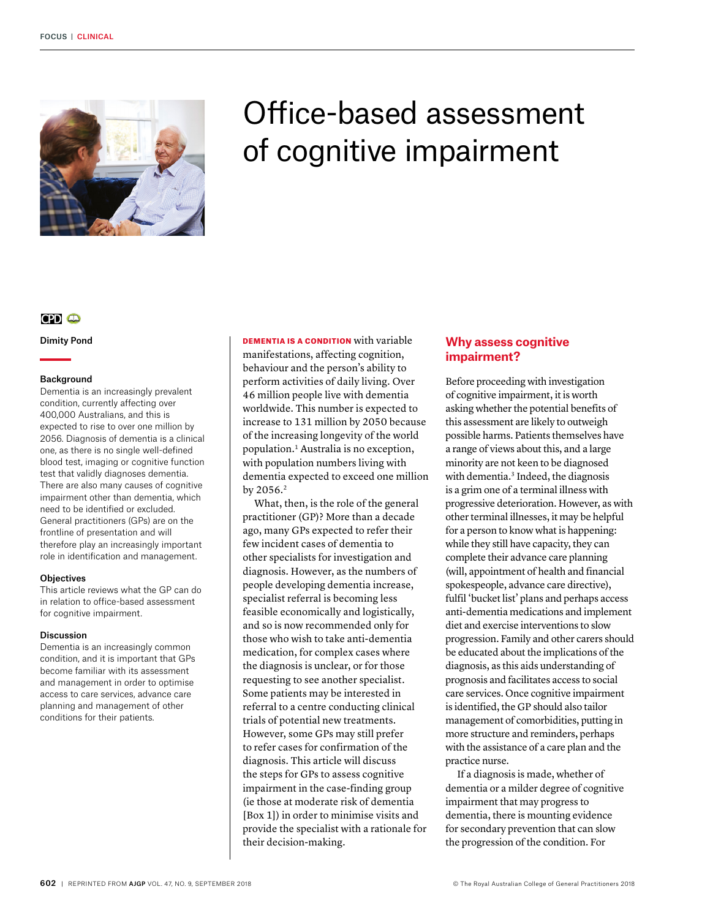# Office-based assessment of cognitive impairment

Dimity Pond

### Background

Dementia is an increasingly prevalent condition, currently affecting over 400,000 Australians, and this is expected to rise to over one million by 2056. Diagnosis of dementia is a clinical one, as there is no single well-defined blood test, imaging or cognitive function test that validly diagnoses dementia. There are also many causes of cognitive impairment other than dementia, which need to be identified or excluded. General practitioners (GPs) are on the frontline of presentation and will therefore play an increasingly important role in identification and management.

### Objectives

This article reviews what the GP can do in relation to office-based assessment for cognitive impairment.

### Discussion

Dementia is an increasingly common condition, and it is important that GPs become familiar with its assessment and management in order to optimise access to care services, advance care planning and management of other conditions for their patients.

**DEMENTIA IS A CONDITION** with variable manifestations, affecting cognition, behaviour and the person's ability to perform activities of daily living. Over 46 million people live with dementia worldwide. This number is expected to increase to 131 million by 2050 because of the increasing longevity of the world population.[1] Australia is no exception, with population numbers living with dementia expected to exceed one million by 2056.[2]

What, then, is the role of the general practitioner (GP)? More than a decade ago, many GPs expected to refer their few incident cases of dementia to other specialists for investigation and diagnosis. However, as the numbers of people developing dementia increase, specialist referral is becoming less feasible economically and logistically, and so is now recommended only for those who wish to take anti-dementia medication, for complex cases where the diagnosis is unclear, or for those requesting to see another specialist. Some patients may be interested in referral to a centre conducting clinical trials of potential new treatments. However, some GPs may still prefer to refer cases for confirmation of the diagnosis. This article will discuss the steps for GPs to assess cognitive impairment in the case-finding group (ie those at moderate risk of dementia [Box 1]) in order to minimise visits and provide the specialist with a rationale for their decision-making.

## Why assess cognitive impairment?

Before proceeding with investigation of cognitive impairment, it is worth asking whether the potential benefits of this assessment are likely to outweigh possible harms. Patients themselves have a range of views about this, and a large minority are not keen to be diagnosed with dementia.[3] Indeed, the diagnosis is a grim one of a terminal illness with progressive deterioration. However, as with other terminal illnesses, it may be helpful for a person to know what is happening: while they still have capacity, they can complete their advance care planning (will, appointment of health and financial spokespeople, advance care directive), fulfil 'bucket list' plans and perhaps access anti-dementia medications and implement diet and exercise interventions to slow progression. Family and other carers should be educated about the implications of the diagnosis, as this aids understanding of prognosis and facilitates access to social care services. Once cognitive impairment is identified, the GP should also tailor management of comorbidities, putting in more structure and reminders, perhaps with the assistance of a care plan and the practice nurse.

If a diagnosis is made, whether of dementia or a milder degree of cognitive impairment that may progress to dementia, there is mounting evidence for secondary prevention that can slow the progression of the condition. For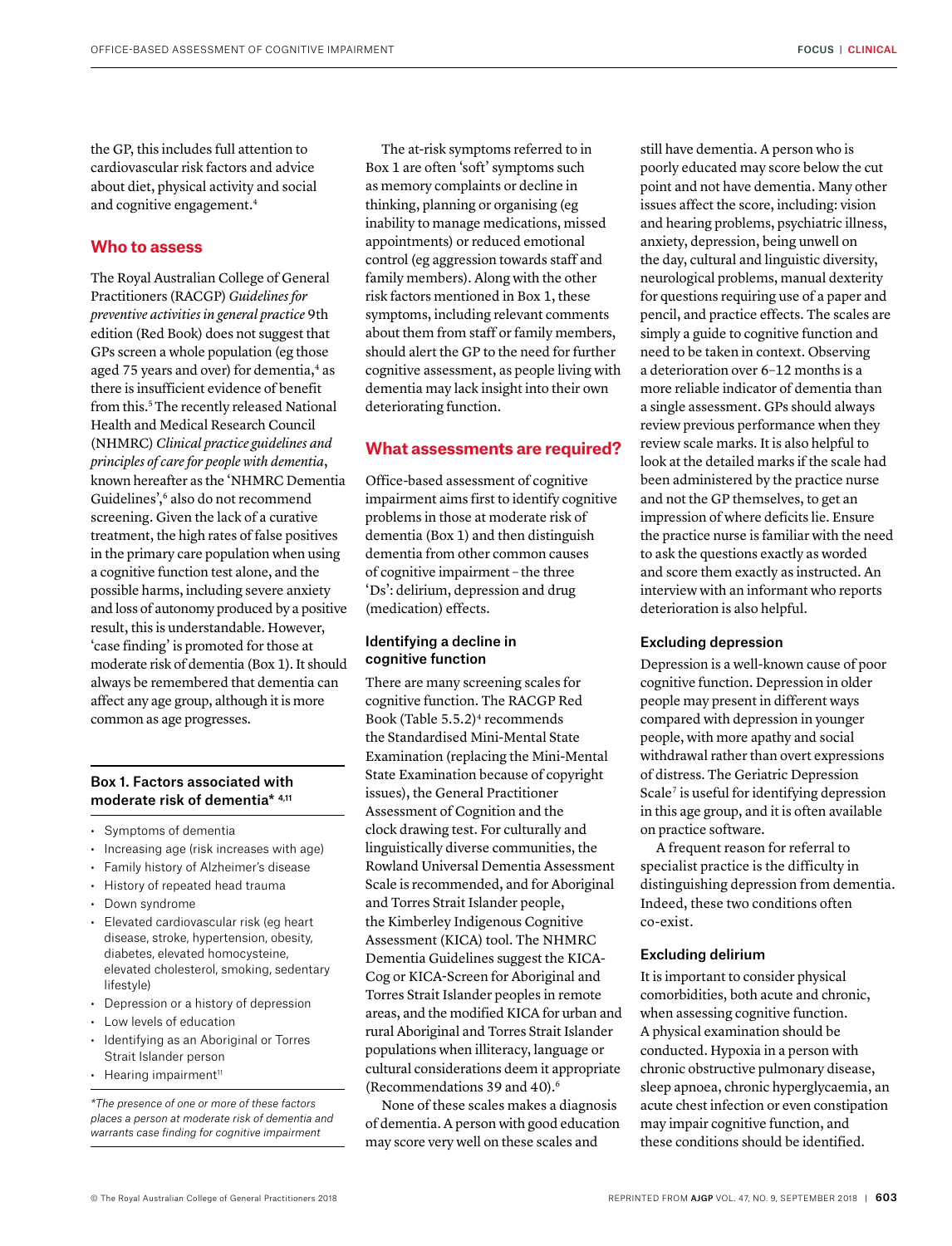the GP, this includes full attention to cardiovascular risk factors and advice about diet, physical activity and social and cognitive engagement.[4]

## Who to assess

The Royal Australian College of General Practitioners (RACGP) *Guidelines for preventive activities in general practice* 9th edition (Red Book) does not suggest that GPs screen a whole population (eg those aged 75 years and over) for dementia,[4] as there is insufficient evidence of benefit from this.[5] The recently released National Health and Medical Research Council (NHMRC) *Clinical practice guidelines and principles of care for people with dementia*, known hereafter as the 'NHMRC Dementia Guidelines',[6] also do not recommend screening. Given the lack of a curative treatment, the high rates of false positives in the primary care population when using a cognitive function test alone, and the possible harms, including severe anxiety and loss of autonomy produced by a positive result, this is understandable. However, 'case finding' is promoted for those at moderate risk of dementia (Box 1). It should always be remembered that dementia can affect any age group, although it is more common as age progresses.

### Box 1. Factors associated with moderate risk of dementia* [4,11]

- Symptoms of dementia
- Increasing age (risk increases with age)
- Family history of Alzheimer's disease
- History of repeated head trauma
- Down syndrome
- Elevated cardiovascular risk (eg heart disease, stroke, hypertension, obesity, diabetes, elevated homocysteine, elevated cholesterol, smoking, sedentary lifestyle)
- Depression or a history of depression
- Low levels of education
- Identifying as an Aboriginal or Torres Strait Islander person
- Hearing impairment[11]

*\*The presence of one or more of these factors places a person at moderate risk of dementia and warrants case finding for cognitive impairment*

The at-risk symptoms referred to in Box 1 are often 'soft' symptoms such as memory complaints or decline in thinking, planning or organising (eg inability to manage medications, missed appointments) or reduced emotional control (eg aggression towards staff and family members). Along with the other risk factors mentioned in Box 1, these symptoms, including relevant comments about them from staff or family members, should alert the GP to the need for further cognitive assessment, as people living with dementia may lack insight into their own deteriorating function.

## What assessments are required?

Office-based assessment of cognitive impairment aims first to identify cognitive problems in those at moderate risk of dementia (Box 1) and then distinguish dementia from other common causes of cognitive impairment – the three 'Ds': delirium, depression and drug (medication) effects.

### Identifying a decline in cognitive function

There are many screening scales for cognitive function. The RACGP Red Book (Table 5.5.2)[4] recommends the Standardised Mini-Mental State Examination (replacing the Mini-Mental State Examination because of copyright issues), the General Practitioner Assessment of Cognition and the clock drawing test. For culturally and linguistically diverse communities, the Rowland Universal Dementia Assessment Scale is recommended, and for Aboriginal and Torres Strait Islander people, the Kimberley Indigenous Cognitive Assessment (KICA) tool. The NHMRC Dementia Guidelines suggest the KICA-Cog or KICA-Screen for Aboriginal and Torres Strait Islander peoples in remote areas, and the modified KICA for urban and rural Aboriginal and Torres Strait Islander populations when illiteracy, language or cultural considerations deem it appropriate (Recommendations 39 and 40).[6]

None of these scales makes a diagnosis of dementia. A person with good education may score very well on these scales and still have dementia. A person who is poorly educated may score below the cut point and not have dementia. Many other issues affect the score, including: vision and hearing problems, psychiatric illness, anxiety, depression, being unwell on the day, cultural and linguistic diversity, neurological problems, manual dexterity for questions requiring use of a paper and pencil, and practice effects. The scales are simply a guide to cognitive function and need to be taken in context. Observing a deterioration over 6–12 months is a more reliable indicator of dementia than a single assessment. GPs should always review previous performance when they review scale marks. It is also helpful to look at the detailed marks if the scale had been administered by the practice nurse and not the GP themselves, to get an impression of where deficits lie. Ensure the practice nurse is familiar with the need to ask the questions exactly as worded and score them exactly as instructed. An interview with an informant who reports deterioration is also helpful.

### Excluding depression

Depression is a well-known cause of poor cognitive function. Depression in older people may present in different ways compared with depression in younger people, with more apathy and social withdrawal rather than overt expressions of distress. The Geriatric Depression Scale[7] is useful for identifying depression in this age group, and it is often available on practice software.

A frequent reason for referral to specialist practice is the difficulty in distinguishing depression from dementia. Indeed, these two conditions often co-exist.

### Excluding delirium

It is important to consider physical comorbidities, both acute and chronic, when assessing cognitive function. A physical examination should be conducted. Hypoxia in a person with chronic obstructive pulmonary disease, sleep apnoea, chronic hyperglycaemia, an acute chest infection or even constipation may impair cognitive function, and these conditions should be identified.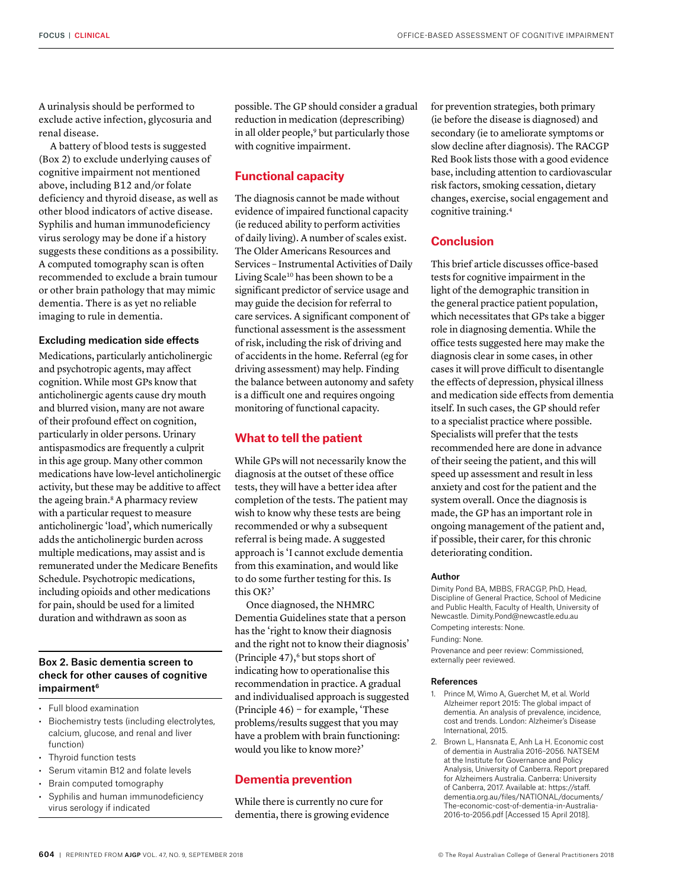A urinalysis should be performed to exclude active infection, glycosuria and renal disease.

A battery of blood tests is suggested (Box 2) to exclude underlying causes of cognitive impairment not mentioned above, including B12 and/or folate deficiency and thyroid disease, as well as other blood indicators of active disease. Syphilis and human immunodeficiency virus serology may be done if a history suggests these conditions as a possibility. A computed tomography scan is often recommended to exclude a brain tumour or other brain pathology that may mimic dementia. There is as yet no reliable imaging to rule in dementia.

### Excluding medication side effects

Medications, particularly anticholinergic and psychotropic agents, may affect cognition. While most GPs know that anticholinergic agents cause dry mouth and blurred vision, many are not aware of their profound effect on cognition, particularly in older persons. Urinary antispasmodics are frequently a culprit in this age group. Many other common medications have low-level anticholinergic activity, but these may be additive to affect the ageing brain.[8] A pharmacy review with a particular request to measure anticholinergic 'load', which numerically adds the anticholinergic burden across multiple medications, may assist and is remunerated under the Medicare Benefits Schedule. Psychotropic medications, including opioids and other medications for pain, should be used for a limited duration and withdrawn as soon as possible. The GP should consider a gradual reduction in medication (deprescribing) in all older people,[9] but particularly those with cognitive impairment.

**Box 2. Basic dementia screen to check for other causes of cognitive impairment[6]**

- Full blood examination
- Biochemistry tests (including electrolytes, calcium, glucose, and renal and liver function)
- Thyroid function tests
- Serum vitamin B12 and folate levels
- Brain computed tomography
- Syphilis and human immunodeficiency virus serology if indicated

## Functional capacity

The diagnosis cannot be made without evidence of impaired functional capacity (ie reduced ability to perform activities of daily living). A number of scales exist. The Older Americans Resources and Services – Instrumental Activities of Daily Living Scale[10] has been shown to be a significant predictor of service usage and may guide the decision for referral to care services. A significant component of functional assessment is the assessment of risk, including the risk of driving and of accidents in the home. Referral (eg for driving assessment) may help. Finding the balance between autonomy and safety is a difficult one and requires ongoing monitoring of functional capacity.

## What to tell the patient

While GPs will not necessarily know the diagnosis at the outset of these office tests, they will have a better idea after completion of the tests. The patient may wish to know why these tests are being recommended or why a subsequent referral is being made. A suggested approach is 'I cannot exclude dementia from this examination, and would like to do some further testing for this. Is this OK?'

Once diagnosed, the NHMRC Dementia Guidelines state that a person has the 'right to know their diagnosis and the right not to know their diagnosis' (Principle 47),[6] but stops short of indicating how to operationalise this recommendation in practice. A gradual and individualised approach is suggested (Principle 46) – for example, 'These problems/results suggest that you may have a problem with brain functioning: would you like to know more?'

## Dementia prevention

While there is currently no cure for dementia, there is growing evidence for prevention strategies, both primary (ie before the disease is diagnosed) and secondary (ie to ameliorate symptoms or slow decline after diagnosis). The RACGP Red Book lists those with a good evidence base, including attention to cardiovascular risk factors, smoking cessation, dietary changes, exercise, social engagement and cognitive training.[4]

## Conclusion

This brief article discusses office-based tests for cognitive impairment in the light of the demographic transition in the general practice patient population, which necessitates that GPs take a bigger role in diagnosing dementia. While the office tests suggested here may make the diagnosis clear in some cases, in other cases it will prove difficult to disentangle the effects of depression, physical illness and medication side effects from dementia itself. In such cases, the GP should refer to a specialist practice where possible. Specialists will prefer that the tests recommended here are done in advance of their seeing the patient, and this will speed up assessment and result in less anxiety and cost for the patient and the system overall. Once the diagnosis is made, the GP has an important role in ongoing management of the patient and, if possible, their carer, for this chronic deteriorating condition.

#### Author

Dimity Pond BA, MBBS, FRACGP, PhD, Head, Discipline of General Practice, School of Medicine and Public Health, Faculty of Health, University of Newcastle. Dimity.Pond@newcastle.edu.au

Competing interests: None.

Funding: None.

Provenance and peer review: Commissioned, externally peer reviewed.

#### References

1. Prince M, Wimo A, Guerchet M, et al. World Alzheimer report 2015: The global impact of dementia. An analysis of prevalence, incidence, cost and trends. London: Alzheimer's Disease International, 2015.
2. Brown L, Hansnata E, Anh La H. Economic cost of dementia in Australia 2016–2056. NATSEM at the Institute for Governance and Policy Analysis, University of Canberra. Report prepared for Alzheimers Australia. Canberra: University of Canberra, 2017. Available at: https://staff.dementia.org.au/files/NATIONAL/documents/The-economic-cost-of-dementia-in-Australia-2016-to-2056.pdf [Accessed 15 April 2018].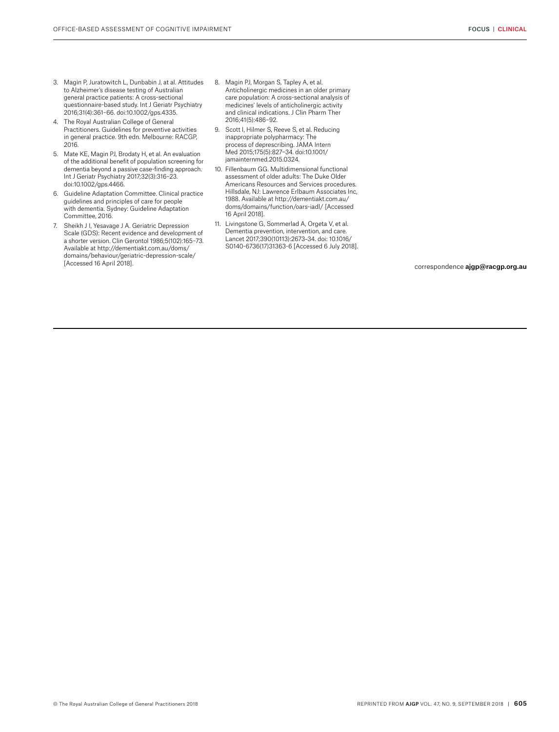3. Magin P, Juratowitch L, Dunbabin J, at al. Attitudes to Alzheimer's disease testing of Australian general practice patients: A cross-sectional questionnaire-based study. Int J Geriatr Psychiatry 2016;31(4):361–66. doi:10.1002/gps.4335.
4. The Royal Australian College of General Practitioners. Guidelines for preventive activities in general practice. 9th edn. Melbourne: RACGP, 2016.
5. Mate KE, Magin PJ, Brodaty H, et al. An evaluation of the additional benefit of population screening for dementia beyond a passive case-finding approach. Int J Geriatr Psychiatry 2017;32(3):316–23. doi:10.1002/gps.4466.
6. Guideline Adaptation Committee. Clinical practice guidelines and principles of care for people with dementia. Sydney: Guideline Adaptation Committee, 2016.
7. Sheikh J I, Yesavage J A. Geriatric Depression Scale (GDS): Recent evidence and development of a shorter version. Clin Gerontol 1986;5(102):165–73. Available at http://dementiakt.com.au/doms/domains/behaviour/geriatric-depression-scale/ [Accessed 16 April 2018].
8. Magin PJ, Morgan S, Tapley A, et al. Anticholinergic medicines in an older primary care population: A cross-sectional analysis of medicines' levels of anticholinergic activity and clinical indications. J Clin Pharm Ther 2016;41(5):486–92.
9. Scott I, Hilmer S, Reeve S, et al. Reducing inappropriate polypharmacy: The process of deprescribing. JAMA Intern Med 2015;175(5):827–34. doi:10.1001/jamainternmed.2015.0324.
10. Fillenbaum GG. Multidimensional functional assessment of older adults: The Duke Older Americans Resources and Services procedures. Hillsdale, NJ: Lawrence Erlbaum Associates Inc, 1988. Available at http://dementiakt.com.au/doms/domains/function/oars-iadl/ [Accessed 16 April 2018].
11. Livingstone G, Sommerlad A, Orgeta V, et al. Dementia prevention, intervention, and care. Lancet 2017;390(10113):2673–34. doi: 10.1016/S0140-6736(17)31363-6 [Accessed 6 July 2018].

correspondence **ajgp@racgp.org.au**